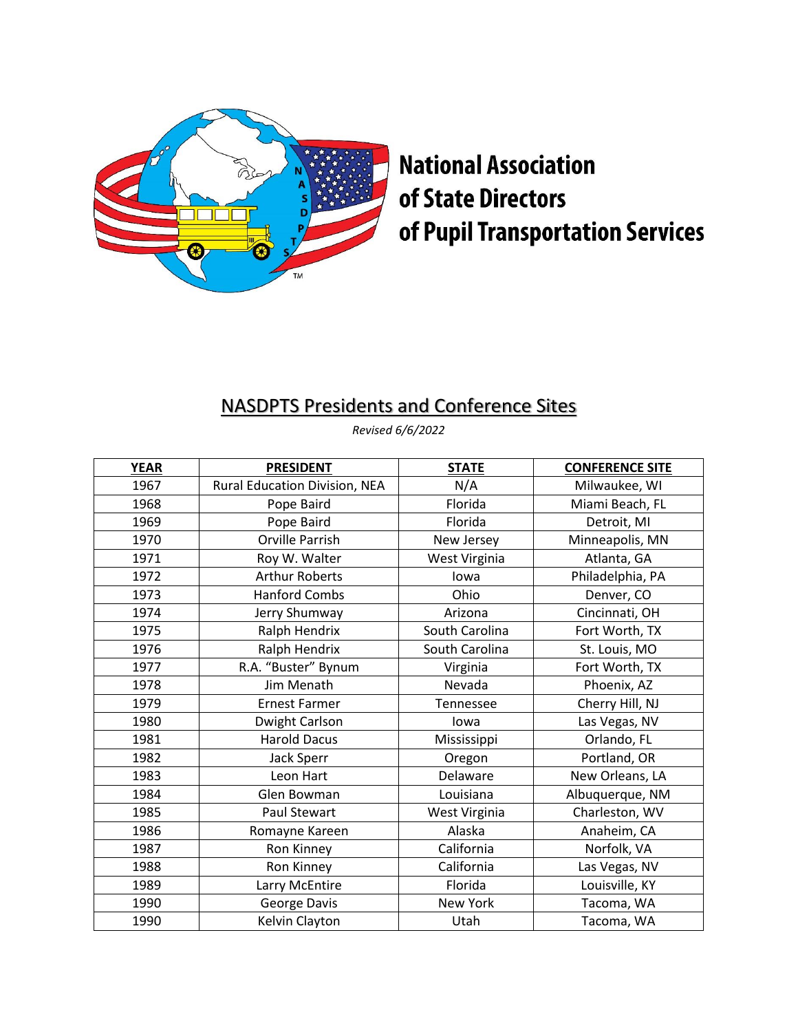# National Association of State Directors of Pupil Transportation Services

## NASDPTS Presidents and Conference Sites

*Revised 6/6/2022*

| YEAR | PRESIDENT | STATE | CONFERENCE SITE |
|---|---|---|---|
| 1967 | Rural Education Division, NEA | N/A | Milwaukee, WI |
| 1968 | Pope Baird | Florida | Miami Beach, FL |
| 1969 | Pope Baird | Florida | Detroit, MI |
| 1970 | Orville Parrish | New Jersey | Minneapolis, MN |
| 1971 | Roy W. Walter | West Virginia | Atlanta, GA |
| 1972 | Arthur Roberts | Iowa | Philadelphia, PA |
| 1973 | Hanford Combs | Ohio | Denver, CO |
| 1974 | Jerry Shumway | Arizona | Cincinnati, OH |
| 1975 | Ralph Hendrix | South Carolina | Fort Worth, TX |
| 1976 | Ralph Hendrix | South Carolina | St. Louis, MO |
| 1977 | R.A. "Buster" Bynum | Virginia | Fort Worth, TX |
| 1978 | Jim Menath | Nevada | Phoenix, AZ |
| 1979 | Ernest Farmer | Tennessee | Cherry Hill, NJ |
| 1980 | Dwight Carlson | Iowa | Las Vegas, NV |
| 1981 | Harold Dacus | Mississippi | Orlando, FL |
| 1982 | Jack Sperr | Oregon | Portland, OR |
| 1983 | Leon Hart | Delaware | New Orleans, LA |
| 1984 | Glen Bowman | Louisiana | Albuquerque, NM |
| 1985 | Paul Stewart | West Virginia | Charleston, WV |
| 1986 | Romayne Kareen | Alaska | Anaheim, CA |
| 1987 | Ron Kinney | California | Norfolk, VA |
| 1988 | Ron Kinney | California | Las Vegas, NV |
| 1989 | Larry McEntire | Florida | Louisville, KY |
| 1990 | George Davis | New York | Tacoma, WA |
| 1990 | Kelvin Clayton | Utah | Tacoma, WA |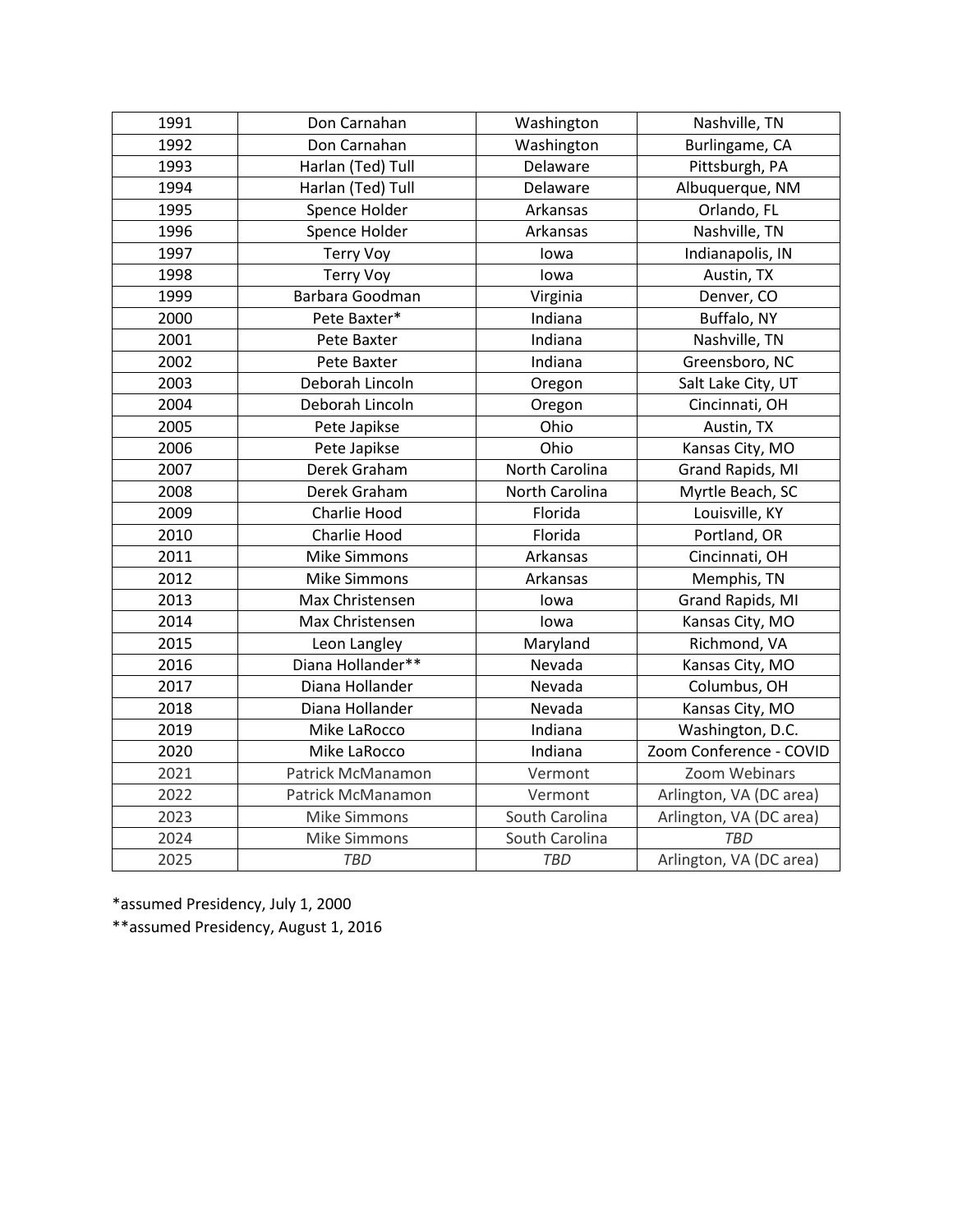| | | | |
|---|---|---|---|
| 1991 | Don Carnahan | Washington | Nashville, TN |
| 1992 | Don Carnahan | Washington | Burlingame, CA |
| 1993 | Harlan (Ted) Tull | Delaware | Pittsburgh, PA |
| 1994 | Harlan (Ted) Tull | Delaware | Albuquerque, NM |
| 1995 | Spence Holder | Arkansas | Orlando, FL |
| 1996 | Spence Holder | Arkansas | Nashville, TN |
| 1997 | Terry Voy | Iowa | Indianapolis, IN |
| 1998 | Terry Voy | Iowa | Austin, TX |
| 1999 | Barbara Goodman | Virginia | Denver, CO |
| 2000 | Pete Baxter* | Indiana | Buffalo, NY |
| 2001 | Pete Baxter | Indiana | Nashville, TN |
| 2002 | Pete Baxter | Indiana | Greensboro, NC |
| 2003 | Deborah Lincoln | Oregon | Salt Lake City, UT |
| 2004 | Deborah Lincoln | Oregon | Cincinnati, OH |
| 2005 | Pete Japikse | Ohio | Austin, TX |
| 2006 | Pete Japikse | Ohio | Kansas City, MO |
| 2007 | Derek Graham | North Carolina | Grand Rapids, MI |
| 2008 | Derek Graham | North Carolina | Myrtle Beach, SC |
| 2009 | Charlie Hood | Florida | Louisville, KY |
| 2010 | Charlie Hood | Florida | Portland, OR |
| 2011 | Mike Simmons | Arkansas | Cincinnati, OH |
| 2012 | Mike Simmons | Arkansas | Memphis, TN |
| 2013 | Max Christensen | Iowa | Grand Rapids, MI |
| 2014 | Max Christensen | Iowa | Kansas City, MO |
| 2015 | Leon Langley | Maryland | Richmond, VA |
| 2016 | Diana Hollander** | Nevada | Kansas City, MO |
| 2017 | Diana Hollander | Nevada | Columbus, OH |
| 2018 | Diana Hollander | Nevada | Kansas City, MO |
| 2019 | Mike LaRocco | Indiana | Washington, D.C. |
| 2020 | Mike LaRocco | Indiana | Zoom Conference - COVID |
| 2021 | Patrick McManamon | Vermont | Zoom Webinars |
| 2022 | Patrick McManamon | Vermont | Arlington, VA (DC area) |
| 2023 | Mike Simmons | South Carolina | Arlington, VA (DC area) |
| 2024 | Mike Simmons | South Carolina | *TBD* |
| 2025 | *TBD* | *TBD* | Arlington, VA (DC area) |

*assumed Presidency, July 1, 2000

**assumed Presidency, August 1, 2016